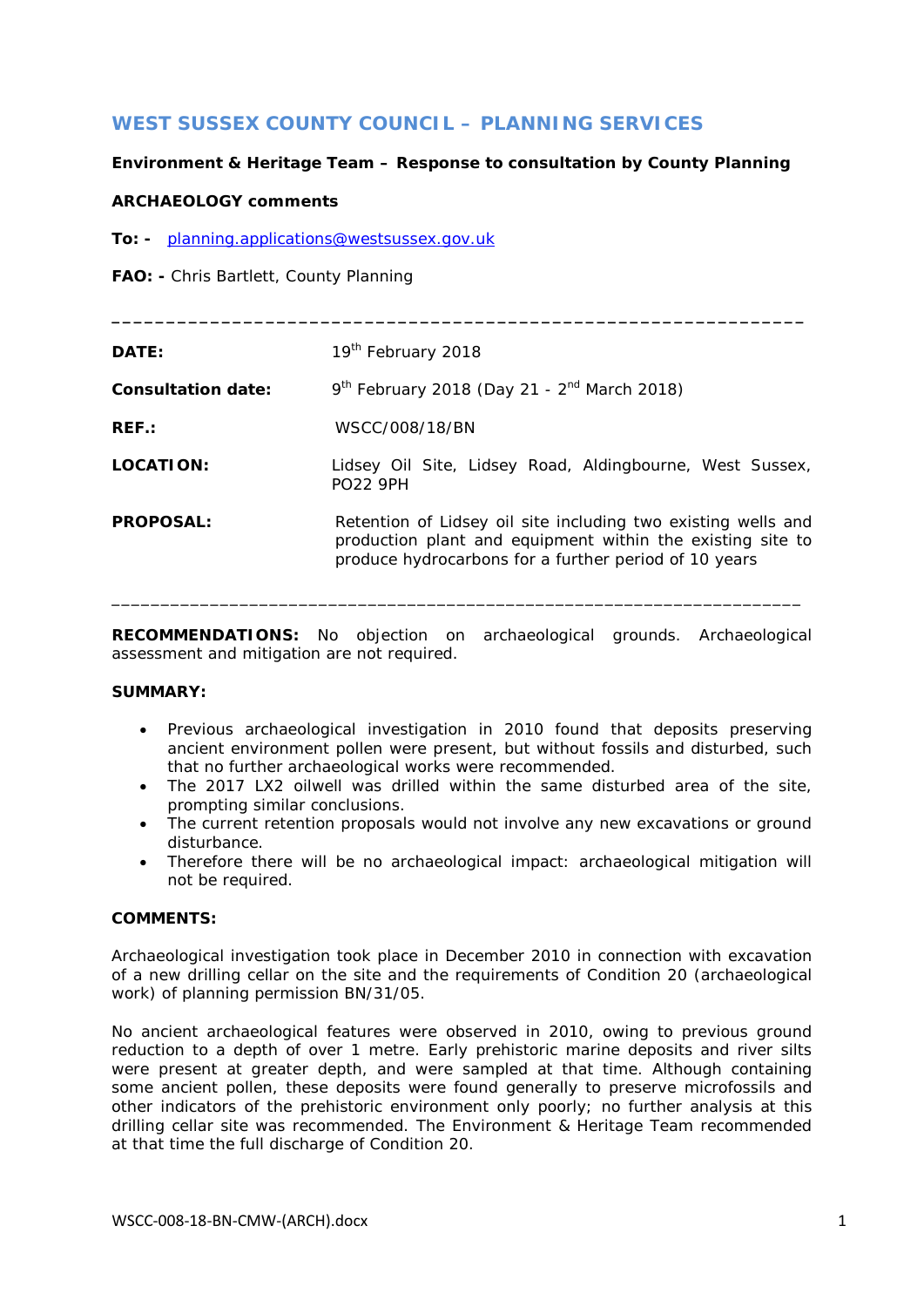# WEST SUSSEX COUNTY COUNCIL – PLANNING SERVICES

**Environment & Heritage Team – Response to consultation by County Planning**

**ARCHAEOLOGY comments**

**To: -** planning.applications@westsussex.gov.uk

**FAO: -** Chris Bartlett, County Planning

---

| | |
|---|---|
| **DATE:** | 19th February 2018 |
| **Consultation date:** | 9th February 2018 (Day 21 - 2nd March 2018) |
| **REF.:** | WSCC/008/18/BN |
| **LOCATION:** | Lidsey Oil Site, Lidsey Road, Aldingbourne, West Sussex, PO22 9PH |
| **PROPOSAL:** | Retention of Lidsey oil site including two existing wells and production plant and equipment within the existing site to produce hydrocarbons for a further period of 10 years |

---

**RECOMMENDATIONS:** No objection on archaeological grounds. Archaeological assessment and mitigation are not required.

**SUMMARY:**

- Previous archaeological investigation in 2010 found that deposits preserving ancient environment pollen were present, but without fossils and disturbed, such that no further archaeological works were recommended.
- The 2017 LX2 oilwell was drilled within the same disturbed area of the site, prompting similar conclusions.
- The current retention proposals would not involve any new excavations or ground disturbance.
- Therefore there will be no archaeological impact: archaeological mitigation will not be required.

**COMMENTS:**

Archaeological investigation took place in December 2010 in connection with excavation of a new drilling cellar on the site and the requirements of Condition 20 (archaeological work) of planning permission BN/31/05.

No ancient archaeological features were observed in 2010, owing to previous ground reduction to a depth of over 1 metre. Early prehistoric marine deposits and river silts were present at greater depth, and were sampled at that time. Although containing some ancient pollen, these deposits were found generally to preserve microfossils and other indicators of the prehistoric environment only poorly; no further analysis at this drilling cellar site was recommended. The Environment & Heritage Team recommended at that time the full discharge of Condition 20.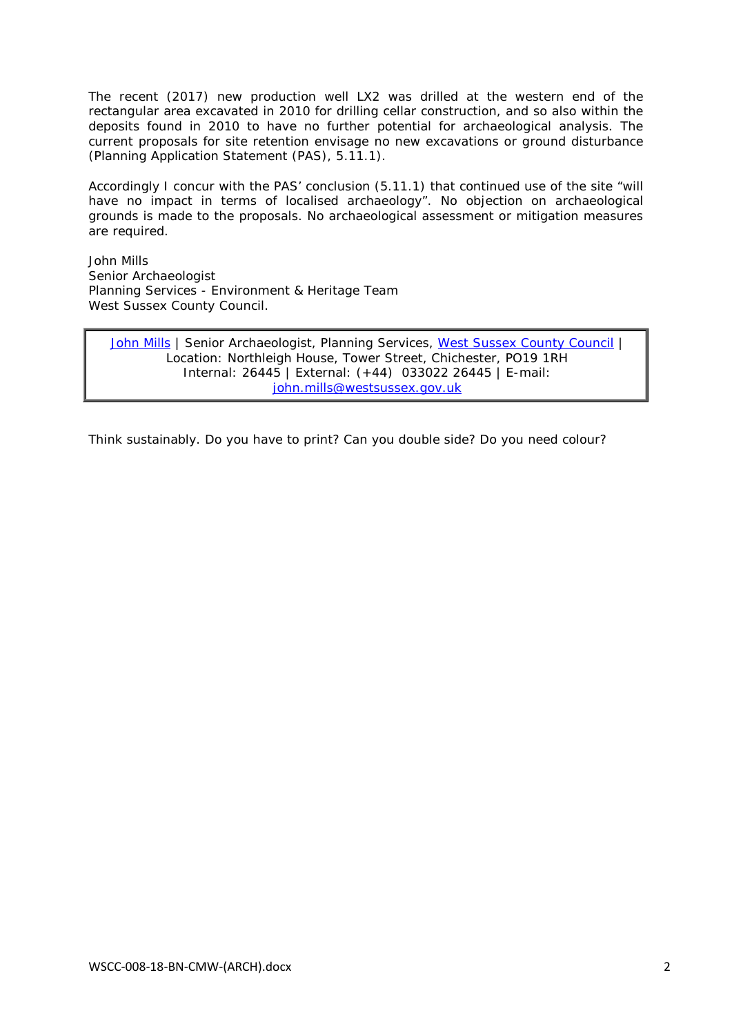The recent (2017) new production well LX2 was drilled at the western end of the rectangular area excavated in 2010 for drilling cellar construction, and so also within the deposits found in 2010 to have no further potential for archaeological analysis. The current proposals for site retention envisage no new excavations or ground disturbance (Planning Application Statement (PAS), 5.11.1).

Accordingly I concur with the PAS' conclusion (5.11.1) that continued use of the site "will have no impact in terms of localised archaeology". No objection on archaeological grounds is made to the proposals. No archaeological assessment or mitigation measures are required.

John Mills
Senior Archaeologist
Planning Services - Environment & Heritage Team
West Sussex County Council.

| |
|---|
| John Mills \| Senior Archaeologist, Planning Services, West Sussex County Council \| Location: Northleigh House, Tower Street, Chichester, PO19 1RH Internal: 26445 \| External: (+44) 033022 26445 \| E-mail: john.mills@westsussex.gov.uk |

Think sustainably. Do you have to print? Can you double side? Do you need colour?

WSCC-008-18-BN-CMW-(ARCH).docx